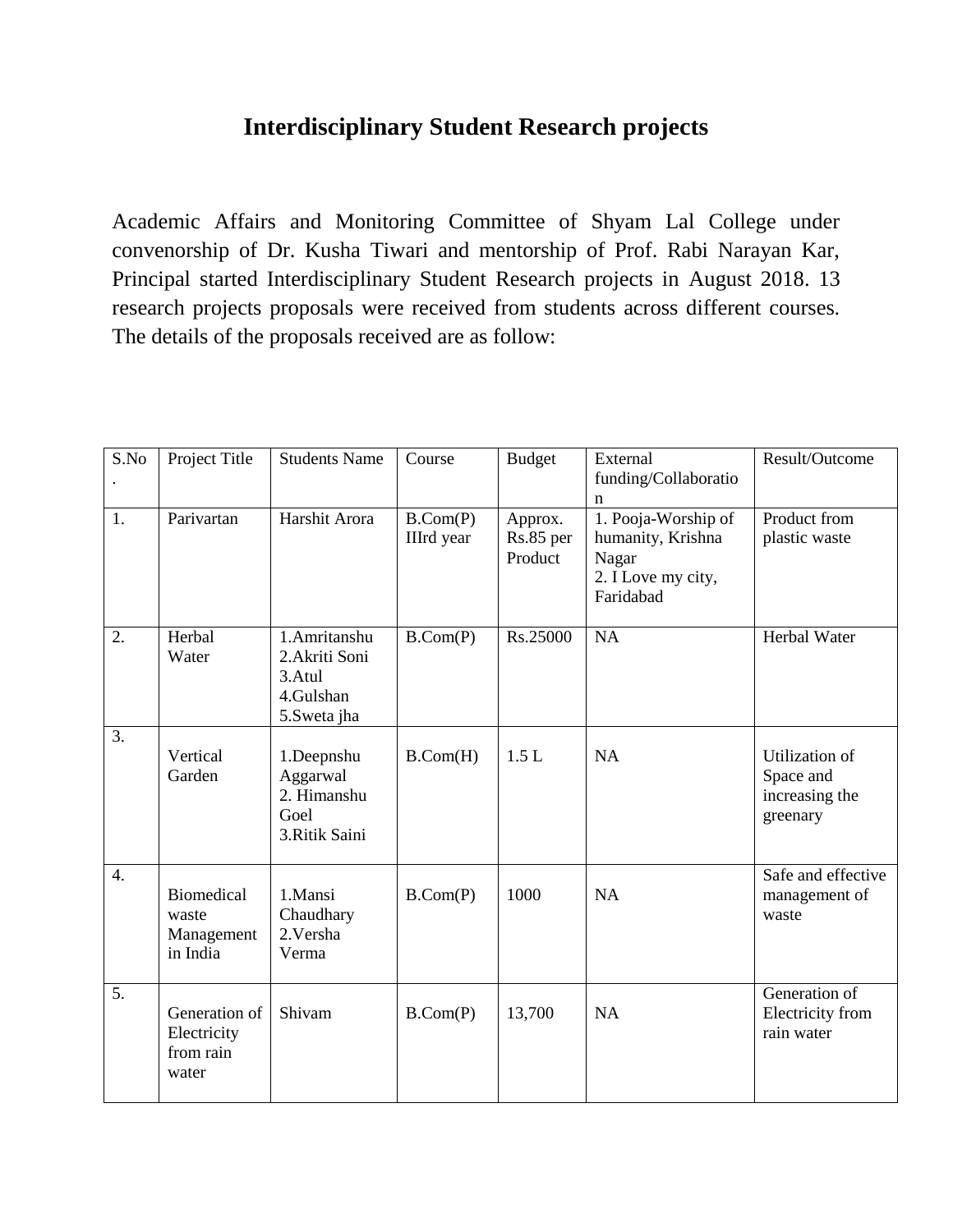# Interdisciplinary Student Research projects

Academic Affairs and Monitoring Committee of Shyam Lal College under convenorship of Dr. Kusha Tiwari and mentorship of Prof. Rabi Narayan Kar, Principal started Interdisciplinary Student Research projects in August 2018. 13 research projects proposals were received from students across different courses. The details of the proposals received are as follow:

| S.No. | Project Title | Students Name | Course | Budget | External funding/Collaboration | Result/Outcome |
|---|---|---|---|---|---|---|
| 1. | Parivartan | Harshit Arora | B.Com(P) IIIrd year | Approx. Rs.85 per Product | 1. Pooja-Worship of humanity, Krishna Nagar<br>2. I Love my city, Faridabad | Product from plastic waste |
| 2. | Herbal Water | 1.Amritanshu<br>2.Akriti Soni<br>3.Atul<br>4.Gulshan<br>5.Sweta jha | B.Com(P) | Rs.25000 | NA | Herbal Water |
| 3. | Vertical Garden | 1.Deepnshu Aggarwal<br>2. Himanshu Goel<br>3.Ritik Saini | B.Com(H) | 1.5 L | NA | Utilization of Space and increasing the greenary |
| 4. | Biomedical waste Management in India | 1.Mansi Chaudhary<br>2.Versha Verma | B.Com(P) | 1000 | NA | Safe and effective management of waste |
| 5. | Generation of Electricity from rain water | Shivam | B.Com(P) | 13,700 | NA | Generation of Electricity from rain water |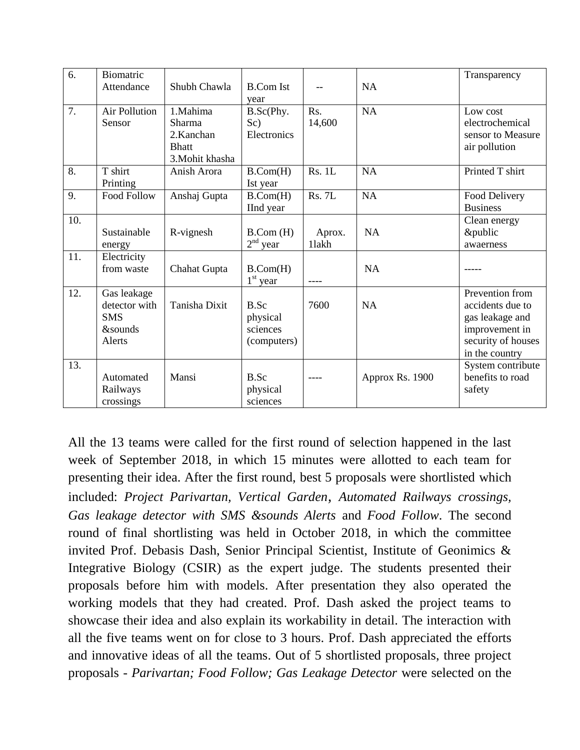| 6. | Biomatric Attendance | Shubh Chawla | B.Com Ist year | -- | NA | Transparency |
|---|---|---|---|---|---|---|
| 7. | Air Pollution Sensor | 1.Mahima Sharma 2.Kanchan Bhatt 3.Mohit khasha | B.Sc(Phy. Sc) Electronics | Rs. 14,600 | NA | Low cost electrochemical sensor to Measure air pollution |
| 8. | T shirt Printing | Anish Arora | B.Com(H) Ist year | Rs. 1L | NA | Printed T shirt |
| 9. | Food Follow | Anshaj Gupta | B.Com(H) IInd year | Rs. 7L | NA | Food Delivery Business |
| 10. | Sustainable energy | R-vignesh | B.Com (H) 2nd year | Aprox. 1lakh | NA | Clean energy &public awaerness |
| 11. | Electricity from waste | Chahat Gupta | B.Com(H) 1st year | ---- | NA | ----- |
| 12. | Gas leakage detector with SMS &sounds Alerts | Tanisha Dixit | B.Sc physical sciences (computers) | 7600 | NA | Prevention from accidents due to gas leakage and improvement in security of houses in the country |
| 13. | Automated Railways crossings | Mansi | B.Sc physical sciences | ---- | Approx Rs. 1900 | System contribute benefits to road safety |

All the 13 teams were called for the first round of selection happened in the last week of September 2018, in which 15 minutes were allotted to each team for presenting their idea. After the first round, best 5 proposals were shortlisted which included: *Project Parivartan, Vertical Garden*, *Automated Railways crossings, Gas leakage detector with SMS &sounds Alerts* and *Food Follow*. The second round of final shortlisting was held in October 2018, in which the committee invited Prof. Debasis Dash, Senior Principal Scientist, Institute of Geonimics & Integrative Biology (CSIR) as the expert judge. The students presented their proposals before him with models. After presentation they also operated the working models that they had created. Prof. Dash asked the project teams to showcase their idea and also explain its workability in detail. The interaction with all the five teams went on for close to 3 hours. Prof. Dash appreciated the efforts and innovative ideas of all the teams. Out of 5 shortlisted proposals, three project proposals - *Parivartan; Food Follow; Gas Leakage Detector* were selected on the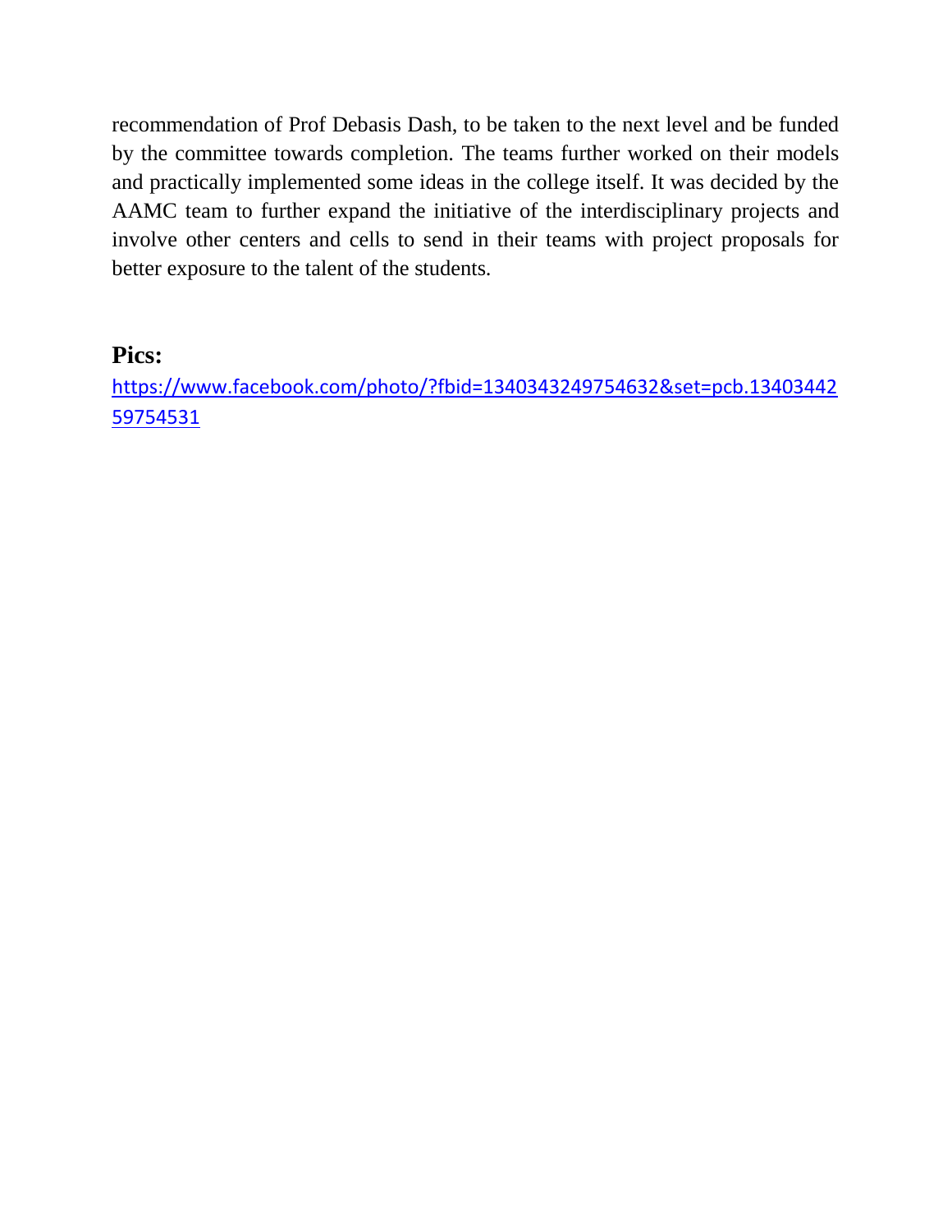recommendation of Prof Debasis Dash, to be taken to the next level and be funded by the committee towards completion. The teams further worked on their models and practically implemented some ideas in the college itself. It was decided by the AAMC team to further expand the initiative of the interdisciplinary projects and involve other centers and cells to send in their teams with project proposals for better exposure to the talent of the students.

**Pics:**

https://www.facebook.com/photo/?fbid=1340343249754632&set=pcb.1340344259754531